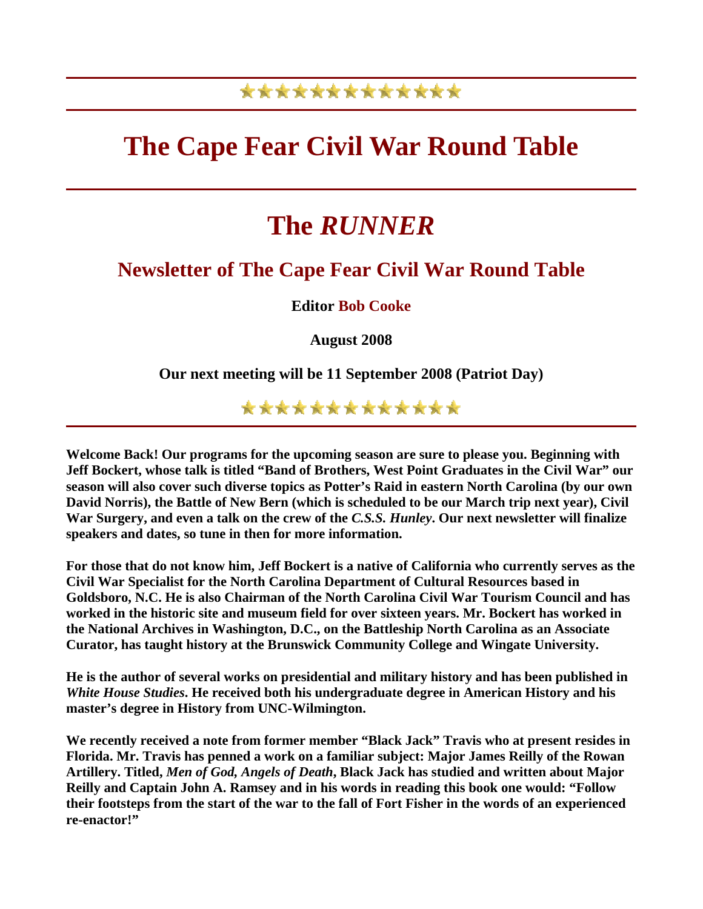\*\*\*\*\*\*\*\*\*\*\*\*\*

# The Cape Fear Civil War Round Table

# The *RUNNER*

## Newsletter of The Cape Fear Civil War Round Table

**Editor Bob Cooke**

**August 2008**

**Our next meeting will be 11 September 2008 (Patriot Day)**

\*\*\*\*\*\*\*\*\*\*\*\*\*

**Welcome Back! Our programs for the upcoming season are sure to please you. Beginning with Jeff Bockert, whose talk is titled "Band of Brothers, West Point Graduates in the Civil War" our season will also cover such diverse topics as Potter's Raid in eastern North Carolina (by our own David Norris), the Battle of New Bern (which is scheduled to be our March trip next year), Civil War Surgery, and even a talk on the crew of the *C.S.S. Hunley*. Our next newsletter will finalize speakers and dates, so tune in then for more information.**

**For those that do not know him, Jeff Bockert is a native of California who currently serves as the Civil War Specialist for the North Carolina Department of Cultural Resources based in Goldsboro, N.C. He is also Chairman of the North Carolina Civil War Tourism Council and has worked in the historic site and museum field for over sixteen years. Mr. Bockert has worked in the National Archives in Washington, D.C., on the Battleship North Carolina as an Associate Curator, has taught history at the Brunswick Community College and Wingate University.**

**He is the author of several works on presidential and military history and has been published in *White House Studies*. He received both his undergraduate degree in American History and his master's degree in History from UNC-Wilmington.**

**We recently received a note from former member "Black Jack" Travis who at present resides in Florida. Mr. Travis has penned a work on a familiar subject: Major James Reilly of the Rowan Artillery. Titled, *Men of God, Angels of Death*, Black Jack has studied and written about Major Reilly and Captain John A. Ramsey and in his words in reading this book one would: "Follow their footsteps from the start of the war to the fall of Fort Fisher in the words of an experienced re-enactor!"**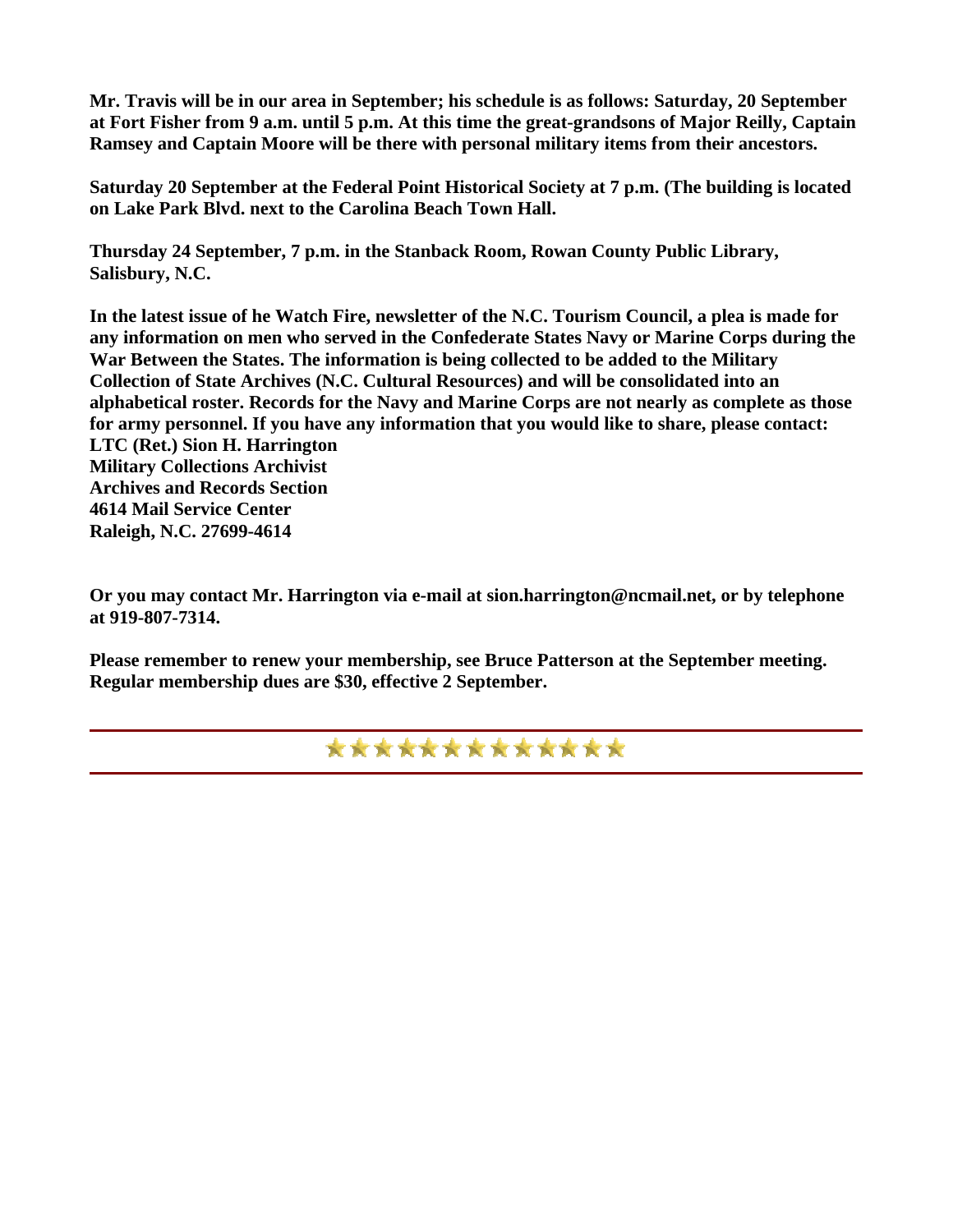**Mr. Travis will be in our area in September; his schedule is as follows: Saturday, 20 September at Fort Fisher from 9 a.m. until 5 p.m. At this time the great-grandsons of Major Reilly, Captain Ramsey and Captain Moore will be there with personal military items from their ancestors.**

**Saturday 20 September at the Federal Point Historical Society at 7 p.m. (The building is located on Lake Park Blvd. next to the Carolina Beach Town Hall.**

**Thursday 24 September, 7 p.m. in the Stanback Room, Rowan County Public Library, Salisbury, N.C.**

**In the latest issue of he Watch Fire, newsletter of the N.C. Tourism Council, a plea is made for any information on men who served in the Confederate States Navy or Marine Corps during the War Between the States. The information is being collected to be added to the Military Collection of State Archives (N.C. Cultural Resources) and will be consolidated into an alphabetical roster. Records for the Navy and Marine Corps are not nearly as complete as those for army personnel. If you have any information that you would like to share, please contact:**
**LTC (Ret.) Sion H. Harrington**
**Military Collections Archivist**
**Archives and Records Section**
**4614 Mail Service Center**
**Raleigh, N.C. 27699-4614**

**Or you may contact Mr. Harrington via e-mail at sion.harrington@ncmail.net, or by telephone at 919-807-7314.**

**Please remember to renew your membership, see Bruce Patterson at the September meeting. Regular membership dues are $30, effective 2 September.**

---